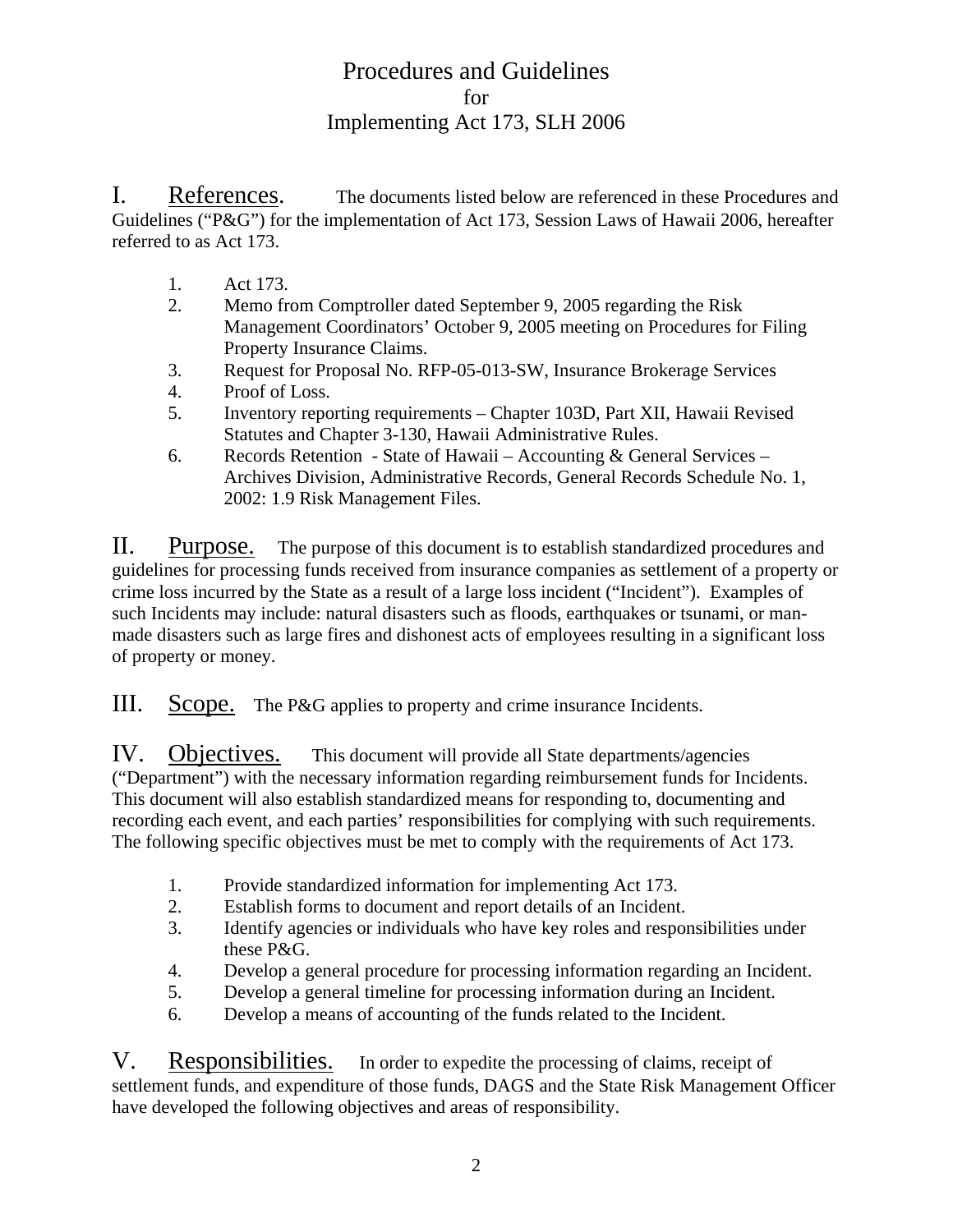# Procedures and Guidelines
for
Implementing Act 173, SLH 2006

## I. References.

The documents listed below are referenced in these Procedures and Guidelines ("P&G") for the implementation of Act 173, Session Laws of Hawaii 2006, hereafter referred to as Act 173.

1. Act 173.
2. Memo from Comptroller dated September 9, 2005 regarding the Risk Management Coordinators' October 9, 2005 meeting on Procedures for Filing Property Insurance Claims.
3. Request for Proposal No. RFP-05-013-SW, Insurance Brokerage Services
4. Proof of Loss.
5. Inventory reporting requirements – Chapter 103D, Part XII, Hawaii Revised Statutes and Chapter 3-130, Hawaii Administrative Rules.
6. Records Retention - State of Hawaii – Accounting & General Services – Archives Division, Administrative Records, General Records Schedule No. 1, 2002: 1.9 Risk Management Files.

## II. Purpose.

The purpose of this document is to establish standardized procedures and guidelines for processing funds received from insurance companies as settlement of a property or crime loss incurred by the State as a result of a large loss incident ("Incident"). Examples of such Incidents may include: natural disasters such as floods, earthquakes or tsunami, or man-made disasters such as large fires and dishonest acts of employees resulting in a significant loss of property or money.

## III. Scope.

The P&G applies to property and crime insurance Incidents.

## IV. Objectives.

This document will provide all State departments/agencies ("Department") with the necessary information regarding reimbursement funds for Incidents. This document will also establish standardized means for responding to, documenting and recording each event, and each parties' responsibilities for complying with such requirements. The following specific objectives must be met to comply with the requirements of Act 173.

1. Provide standardized information for implementing Act 173.
2. Establish forms to document and report details of an Incident.
3. Identify agencies or individuals who have key roles and responsibilities under these P&G.
4. Develop a general procedure for processing information regarding an Incident.
5. Develop a general timeline for processing information during an Incident.
6. Develop a means of accounting of the funds related to the Incident.

## V. Responsibilities.

In order to expedite the processing of claims, receipt of settlement funds, and expenditure of those funds, DAGS and the State Risk Management Officer have developed the following objectives and areas of responsibility.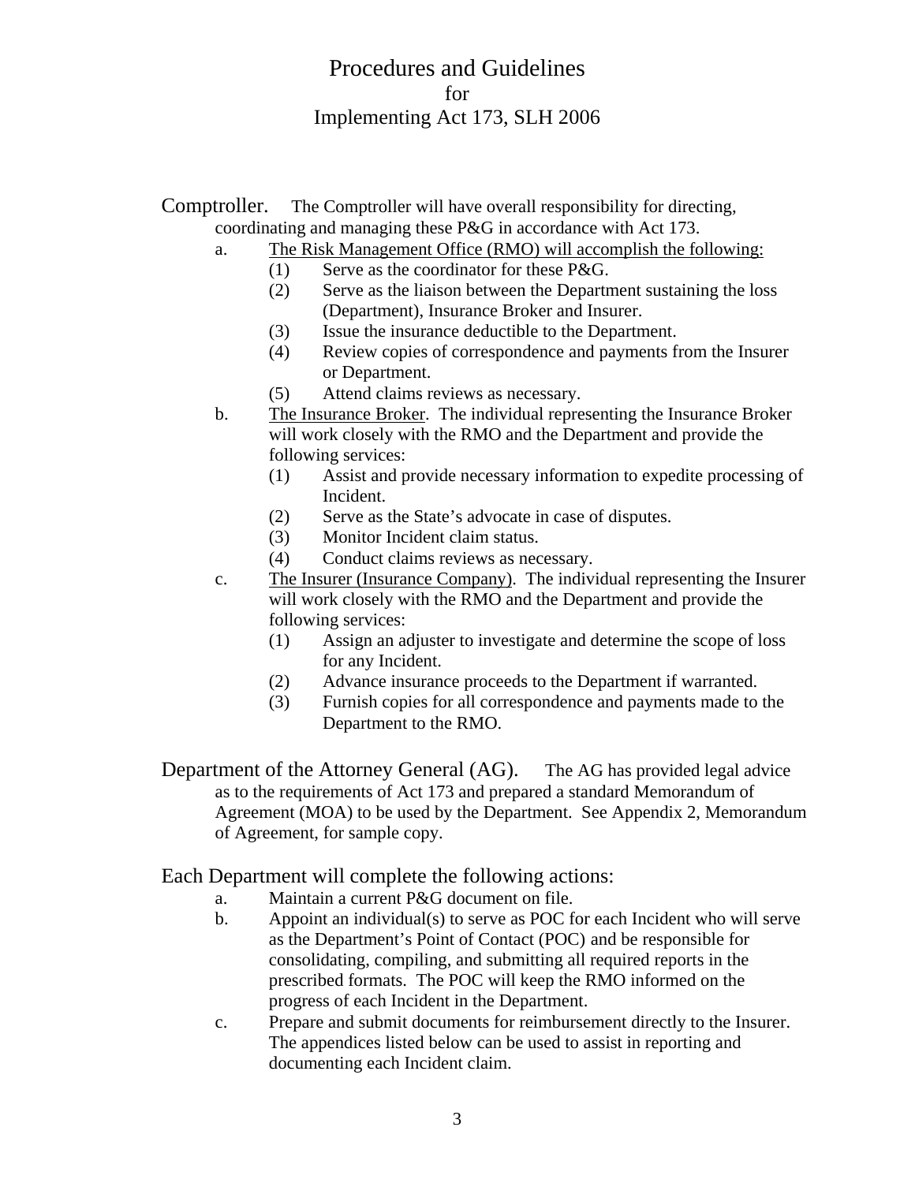# Procedures and Guidelines
for
Implementing Act 173, SLH 2006

Comptroller. The Comptroller will have overall responsibility for directing, coordinating and managing these P&G in accordance with Act 173.

a. The Risk Management Office (RMO) will accomplish the following:
   1. Serve as the coordinator for these P&G.
   2. Serve as the liaison between the Department sustaining the loss (Department), Insurance Broker and Insurer.
   3. Issue the insurance deductible to the Department.
   4. Review copies of correspondence and payments from the Insurer or Department.
   5. Attend claims reviews as necessary.

b. The Insurance Broker. The individual representing the Insurance Broker will work closely with the RMO and the Department and provide the following services:
   1. Assist and provide necessary information to expedite processing of Incident.
   2. Serve as the State's advocate in case of disputes.
   3. Monitor Incident claim status.
   4. Conduct claims reviews as necessary.

c. The Insurer (Insurance Company). The individual representing the Insurer will work closely with the RMO and the Department and provide the following services:
   1. Assign an adjuster to investigate and determine the scope of loss for any Incident.
   2. Advance insurance proceeds to the Department if warranted.
   3. Furnish copies for all correspondence and payments made to the Department to the RMO.

Department of the Attorney General (AG). The AG has provided legal advice as to the requirements of Act 173 and prepared a standard Memorandum of Agreement (MOA) to be used by the Department. See Appendix 2, Memorandum of Agreement, for sample copy.

Each Department will complete the following actions:

a. Maintain a current P&G document on file.

b. Appoint an individual(s) to serve as POC for each Incident who will serve as the Department's Point of Contact (POC) and be responsible for consolidating, compiling, and submitting all required reports in the prescribed formats. The POC will keep the RMO informed on the progress of each Incident in the Department.

c. Prepare and submit documents for reimbursement directly to the Insurer. The appendices listed below can be used to assist in reporting and documenting each Incident claim.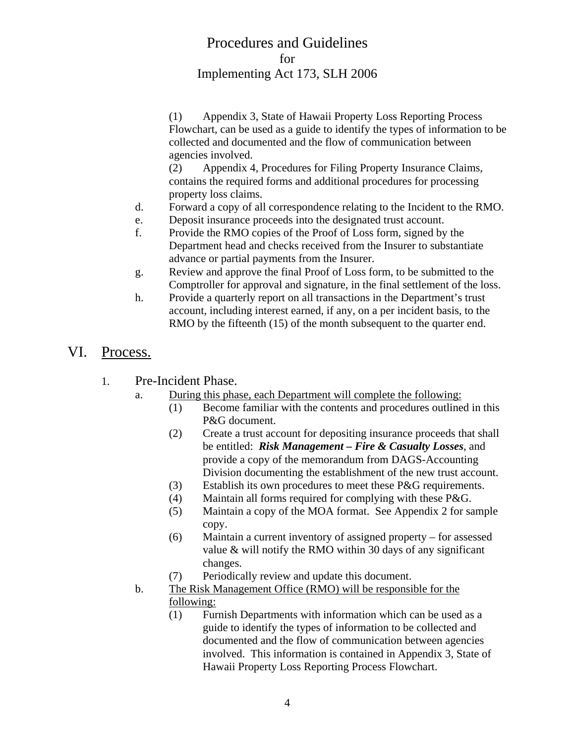(1) Appendix 3, State of Hawaii Property Loss Reporting Process Flowchart, can be used as a guide to identify the types of information to be collected and documented and the flow of communication between agencies involved.

(2) Appendix 4, Procedures for Filing Property Insurance Claims, contains the required forms and additional procedures for processing property loss claims.

d. Forward a copy of all correspondence relating to the Incident to the RMO.

e. Deposit insurance proceeds into the designated trust account.

f. Provide the RMO copies of the Proof of Loss form, signed by the Department head and checks received from the Insurer to substantiate advance or partial payments from the Insurer.

g. Review and approve the final Proof of Loss form, to be submitted to the Comptroller for approval and signature, in the final settlement of the loss.

h. Provide a quarterly report on all transactions in the Department's trust account, including interest earned, if any, on a per incident basis, to the RMO by the fifteenth (15) of the month subsequent to the quarter end.

## VI. Process.

### 1. Pre-Incident Phase.

a. During this phase, each Department will complete the following:

(1) Become familiar with the contents and procedures outlined in this P&G document.

(2) Create a trust account for depositing insurance proceeds that shall be entitled: ***Risk Management – Fire & Casualty Losses***, and provide a copy of the memorandum from DAGS-Accounting Division documenting the establishment of the new trust account.

(3) Establish its own procedures to meet these P&G requirements.

(4) Maintain all forms required for complying with these P&G.

(5) Maintain a copy of the MOA format. See Appendix 2 for sample copy.

(6) Maintain a current inventory of assigned property – for assessed value & will notify the RMO within 30 days of any significant changes.

(7) Periodically review and update this document.

b. The Risk Management Office (RMO) will be responsible for the following:

(1) Furnish Departments with information which can be used as a guide to identify the types of information to be collected and documented and the flow of communication between agencies involved. This information is contained in Appendix 3, State of Hawaii Property Loss Reporting Process Flowchart.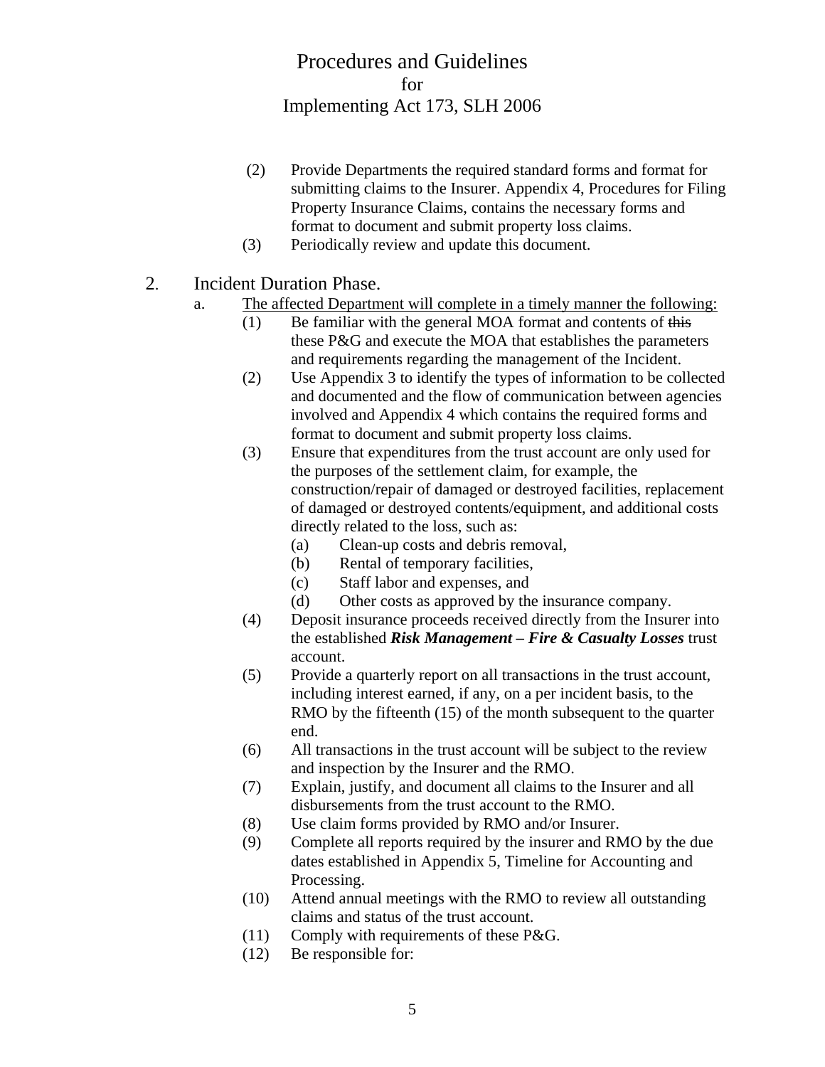(2) Provide Departments the required standard forms and format for submitting claims to the Insurer. Appendix 4, Procedures for Filing Property Insurance Claims, contains the necessary forms and format to document and submit property loss claims.

(3) Periodically review and update this document.

## 2. Incident Duration Phase.

a. <u>The affected Department will complete in a timely manner the following:</u>

(1) Be familiar with the general MOA format and contents of ~~this~~ these P&G and execute the MOA that establishes the parameters and requirements regarding the management of the Incident.

(2) Use Appendix 3 to identify the types of information to be collected and documented and the flow of communication between agencies involved and Appendix 4 which contains the required forms and format to document and submit property loss claims.

(3) Ensure that expenditures from the trust account are only used for the purposes of the settlement claim, for example, the construction/repair of damaged or destroyed facilities, replacement of damaged or destroyed contents/equipment, and additional costs directly related to the loss, such as:

(a) Clean-up costs and debris removal,

(b) Rental of temporary facilities,

(c) Staff labor and expenses, and

(d) Other costs as approved by the insurance company.

(4) Deposit insurance proceeds received directly from the Insurer into the established ***Risk Management – Fire & Casualty Losses*** trust account.

(5) Provide a quarterly report on all transactions in the trust account, including interest earned, if any, on a per incident basis, to the RMO by the fifteenth (15) of the month subsequent to the quarter end.

(6) All transactions in the trust account will be subject to the review and inspection by the Insurer and the RMO.

(7) Explain, justify, and document all claims to the Insurer and all disbursements from the trust account to the RMO.

(8) Use claim forms provided by RMO and/or Insurer.

(9) Complete all reports required by the insurer and RMO by the due dates established in Appendix 5, Timeline for Accounting and Processing.

(10) Attend annual meetings with the RMO to review all outstanding claims and status of the trust account.

(11) Comply with requirements of these P&G.

(12) Be responsible for: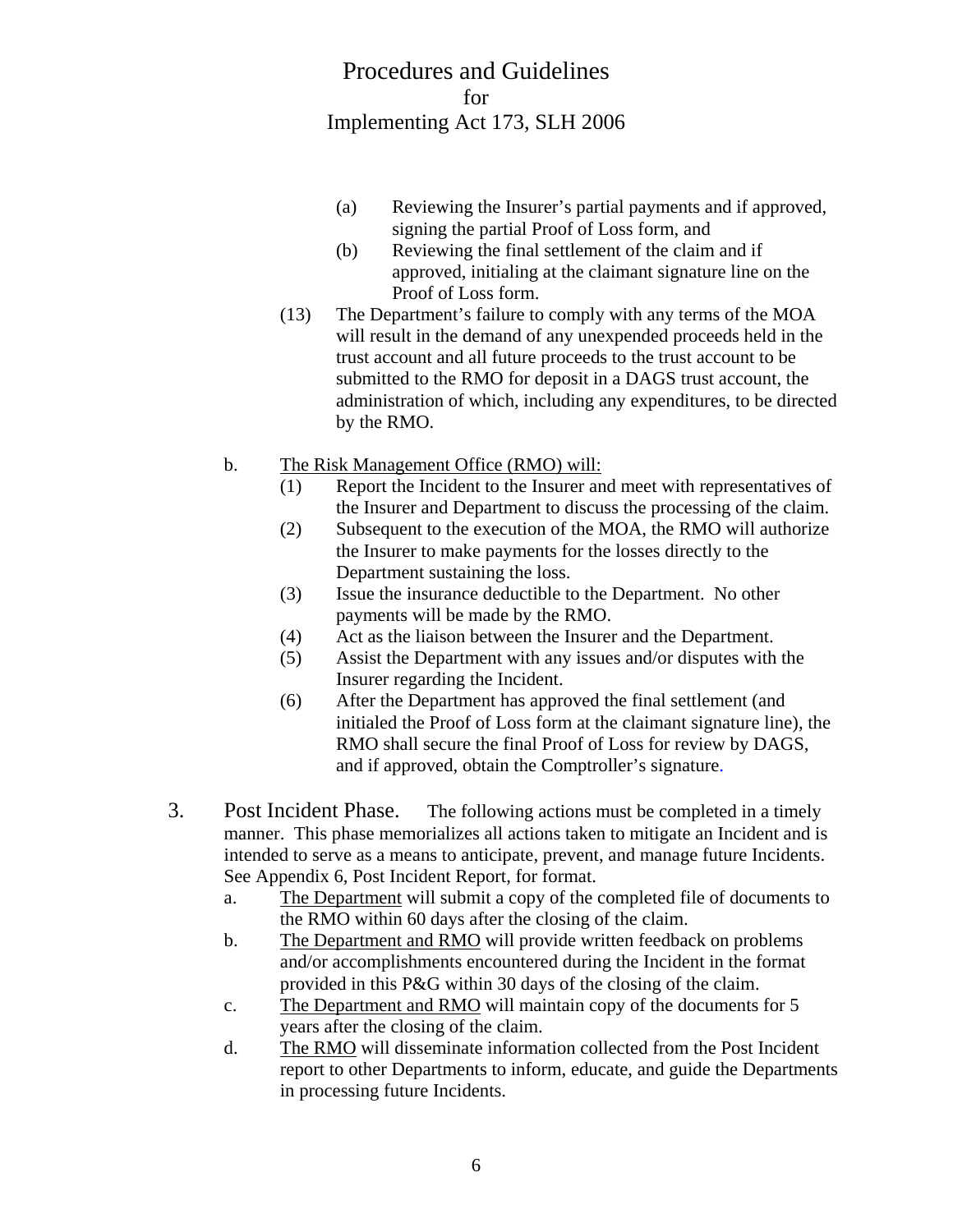(a) Reviewing the Insurer's partial payments and if approved, signing the partial Proof of Loss form, and
(b) Reviewing the final settlement of the claim and if approved, initialing at the claimant signature line on the Proof of Loss form.

(13) The Department's failure to comply with any terms of the MOA will result in the demand of any unexpended proceeds held in the trust account and all future proceeds to the trust account to be submitted to the RMO for deposit in a DAGS trust account, the administration of which, including any expenditures, to be directed by the RMO.

b. <u>The Risk Management Office (RMO) will:</u>
   (1) Report the Incident to the Insurer and meet with representatives of the Insurer and Department to discuss the processing of the claim.
   (2) Subsequent to the execution of the MOA, the RMO will authorize the Insurer to make payments for the losses directly to the Department sustaining the loss.
   (3) Issue the insurance deductible to the Department. No other payments will be made by the RMO.
   (4) Act as the liaison between the Insurer and the Department.
   (5) Assist the Department with any issues and/or disputes with the Insurer regarding the Incident.
   (6) After the Department has approved the final settlement (and initialed the Proof of Loss form at the claimant signature line), the RMO shall secure the final Proof of Loss for review by DAGS, and if approved, obtain the Comptroller's signature.

3. Post Incident Phase. The following actions must be completed in a timely manner. This phase memorializes all actions taken to mitigate an Incident and is intended to serve as a means to anticipate, prevent, and manage future Incidents. See Appendix 6, Post Incident Report, for format.
   a. <u>The Department</u> will submit a copy of the completed file of documents to the RMO within 60 days after the closing of the claim.
   b. <u>The Department and RMO</u> will provide written feedback on problems and/or accomplishments encountered during the Incident in the format provided in this P&G within 30 days of the closing of the claim.
   c. <u>The Department and RMO</u> will maintain copy of the documents for 5 years after the closing of the claim.
   d. <u>The RMO</u> will disseminate information collected from the Post Incident report to other Departments to inform, educate, and guide the Departments in processing future Incidents.